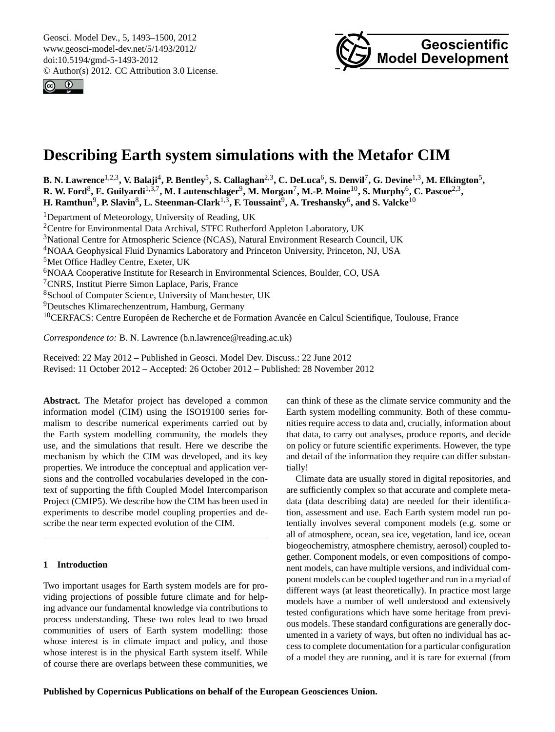# Describing Earth system simulations with the Metafor CIM

**B. N. Lawrence[1,2,3], V. Balaji[4], P. Bentley[5], S. Callaghan[2,3], C. DeLuca[6], S. Denvil[7], G. Devine[1,3], M. Elkington[5], R. W. Ford[8], E. Guilyardi[1,3,7], M. Lautenschlager[9], M. Morgan[7], M.-P. Moine[10], S. Murphy[6], C. Pascoe[2,3], H. Ramthun[9], P. Slavin[8], L. Steenman-Clark[1,3], F. Toussaint[9], A. Treshansky[6], and S. Valcke[10]**

[1]Department of Meteorology, University of Reading, UK
[2]Centre for Environmental Data Archival, STFC Rutherford Appleton Laboratory, UK
[3]National Centre for Atmospheric Science (NCAS), Natural Environment Research Council, UK
[4]NOAA Geophysical Fluid Dynamics Laboratory and Princeton University, Princeton, NJ, USA
[5]Met Office Hadley Centre, Exeter, UK
[6]NOAA Cooperative Institute for Research in Environmental Sciences, Boulder, CO, USA
[7]CNRS, Institut Pierre Simon Laplace, Paris, France
[8]School of Computer Science, University of Manchester, UK
[9]Deutsches Klimarechenzentrum, Hamburg, Germany
[10]CERFACS: Centre Européen de Recherche et de Formation Avancée en Calcul Scientifique, Toulouse, France

*Correspondence to:* B. N. Lawrence (b.n.lawrence@reading.ac.uk)

Received: 22 May 2012 – Published in Geosci. Model Dev. Discuss.: 22 June 2012
Revised: 11 October 2012 – Accepted: 26 October 2012 – Published: 28 November 2012

**Abstract.** The Metafor project has developed a common information model (CIM) using the ISO19100 series formalism to describe numerical experiments carried out by the Earth system modelling community, the models they use, and the simulations that result. Here we describe the mechanism by which the CIM was developed, and its key properties. We introduce the conceptual and application versions and the controlled vocabularies developed in the context of supporting the fifth Coupled Model Intercomparison Project (CMIP5). We describe how the CIM has been used in experiments to describe model coupling properties and describe the near term expected evolution of the CIM.

## 1 Introduction

Two important usages for Earth system models are for providing projections of possible future climate and for helping advance our fundamental knowledge via contributions to process understanding. These two roles lead to two broad communities of users of Earth system modelling: those whose interest is in climate impact and policy, and those whose interest is in the physical Earth system itself. While of course there are overlaps between these communities, we can think of these as the climate service community and the Earth system modelling community. Both of these communities require access to data and, crucially, information about that data, to carry out analyses, produce reports, and decide on policy or future scientific experiments. However, the type and detail of the information they require can differ substantially!

Climate data are usually stored in digital repositories, and are sufficiently complex so that accurate and complete metadata (data describing data) are needed for their identification, assessment and use. Each Earth system model run potentially involves several component models (e.g. some or all of atmosphere, ocean, sea ice, vegetation, land ice, ocean biogeochemistry, atmosphere chemistry, aerosol) coupled together. Component models, or even compositions of component models, can have multiple versions, and individual component models can be coupled together and run in a myriad of different ways (at least theoretically). In practice most large models have a number of well understood and extensively tested configurations which have some heritage from previous models. These standard configurations are generally documented in a variety of ways, but often no individual has access to complete documentation for a particular configuration of a model they are running, and it is rare for external (from

Published by Copernicus Publications on behalf of the European Geosciences Union.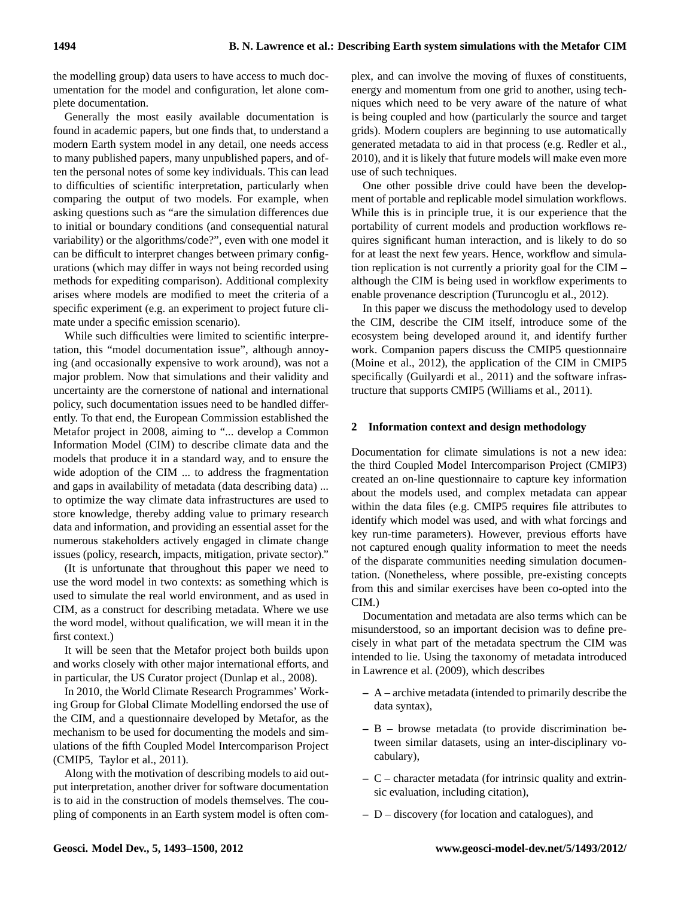the modelling group) data users to have access to much documentation for the model and configuration, let alone complete documentation.

Generally the most easily available documentation is found in academic papers, but one finds that, to understand a modern Earth system model in any detail, one needs access to many published papers, many unpublished papers, and often the personal notes of some key individuals. This can lead to difficulties of scientific interpretation, particularly when comparing the output of two models. For example, when asking questions such as "are the simulation differences due to initial or boundary conditions (and consequential natural variability) or the algorithms/code?", even with one model it can be difficult to interpret changes between primary configurations (which may differ in ways not being recorded using methods for expediting comparison). Additional complexity arises where models are modified to meet the criteria of a specific experiment (e.g. an experiment to project future climate under a specific emission scenario).

While such difficulties were limited to scientific interpretation, this "model documentation issue", although annoying (and occasionally expensive to work around), was not a major problem. Now that simulations and their validity and uncertainty are the cornerstone of national and international policy, such documentation issues need to be handled differently. To that end, the European Commission established the Metafor project in 2008, aiming to "... develop a Common Information Model (CIM) to describe climate data and the models that produce it in a standard way, and to ensure the wide adoption of the CIM ... to address the fragmentation and gaps in availability of metadata (data describing data) ... to optimize the way climate data infrastructures are used to store knowledge, thereby adding value to primary research data and information, and providing an essential asset for the numerous stakeholders actively engaged in climate change issues (policy, research, impacts, mitigation, private sector)."

(It is unfortunate that throughout this paper we need to use the word model in two contexts: as something which is used to simulate the real world environment, and as used in CIM, as a construct for describing metadata. Where we use the word model, without qualification, we will mean it in the first context.)

It will be seen that the Metafor project both builds upon and works closely with other major international efforts, and in particular, the US Curator project (Dunlap et al., 2008).

In 2010, the World Climate Research Programmes' Working Group for Global Climate Modelling endorsed the use of the CIM, and a questionnaire developed by Metafor, as the mechanism to be used for documenting the models and simulations of the fifth Coupled Model Intercomparison Project (CMIP5, Taylor et al., 2011).

Along with the motivation of describing models to aid output interpretation, another driver for software documentation is to aid in the construction of models themselves. The coupling of components in an Earth system model is often complex, and can involve the moving of fluxes of constituents, energy and momentum from one grid to another, using techniques which need to be very aware of the nature of what is being coupled and how (particularly the source and target grids). Modern couplers are beginning to use automatically generated metadata to aid in that process (e.g. Redler et al., 2010), and it is likely that future models will make even more use of such techniques.

One other possible drive could have been the development of portable and replicable model simulation workflows. While this is in principle true, it is our experience that the portability of current models and production workflows requires significant human interaction, and is likely to do so for at least the next few years. Hence, workflow and simulation replication is not currently a priority goal for the CIM – although the CIM is being used in workflow experiments to enable provenance description (Turuncoglu et al., 2012).

In this paper we discuss the methodology used to develop the CIM, describe the CIM itself, introduce some of the ecosystem being developed around it, and identify further work. Companion papers discuss the CMIP5 questionnaire (Moine et al., 2012), the application of the CIM in CMIP5 specifically (Guilyardi et al., 2011) and the software infrastructure that supports CMIP5 (Williams et al., 2011).

## 2 Information context and design methodology

Documentation for climate simulations is not a new idea: the third Coupled Model Intercomparison Project (CMIP3) created an on-line questionnaire to capture key information about the models used, and complex metadata can appear within the data files (e.g. CMIP5 requires file attributes to identify which model was used, and with what forcings and key run-time parameters). However, previous efforts have not captured enough quality information to meet the needs of the disparate communities needing simulation documentation. (Nonetheless, where possible, pre-existing concepts from this and similar exercises have been co-opted into the CIM.)

Documentation and metadata are also terms which can be misunderstood, so an important decision was to define precisely in what part of the metadata spectrum the CIM was intended to lie. Using the taxonomy of metadata introduced in Lawrence et al. (2009), which describes

- A – archive metadata (intended to primarily describe the data syntax),
- B – browse metadata (to provide discrimination between similar datasets, using an inter-disciplinary vocabulary),
- C – character metadata (for intrinsic quality and extrinsic evaluation, including citation),
- D – discovery (for location and catalogues), and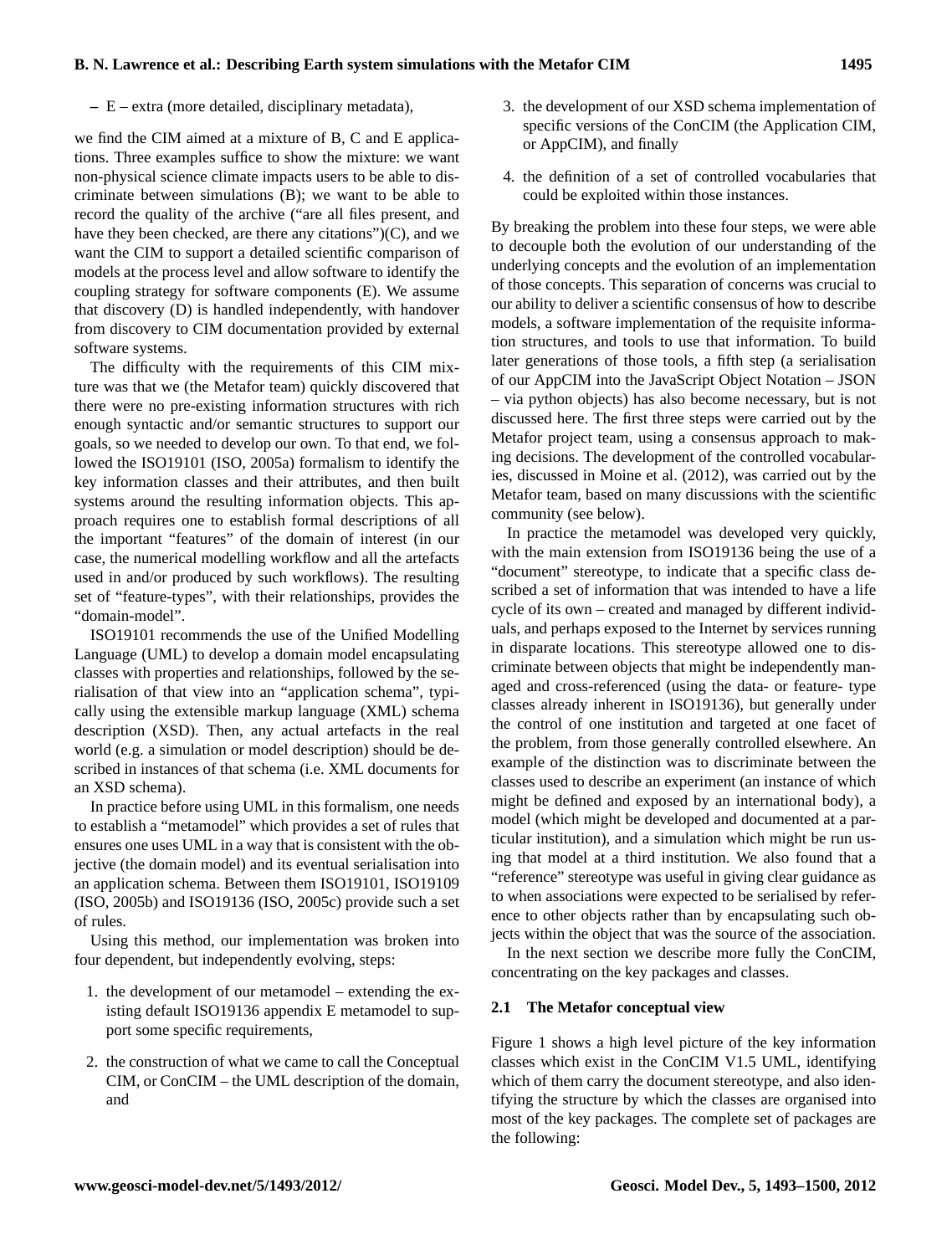– E – extra (more detailed, disciplinary metadata),

we find the CIM aimed at a mixture of B, C and E applications. Three examples suffice to show the mixture: we want non-physical science climate impacts users to be able to discriminate between simulations (B); we want to be able to record the quality of the archive ("are all files present, and have they been checked, are there any citations")(C), and we want the CIM to support a detailed scientific comparison of models at the process level and allow software to identify the coupling strategy for software components (E). We assume that discovery (D) is handled independently, with handover from discovery to CIM documentation provided by external software systems.

The difficulty with the requirements of this CIM mixture was that we (the Metafor team) quickly discovered that there were no pre-existing information structures with rich enough syntactic and/or semantic structures to support our goals, so we needed to develop our own. To that end, we followed the ISO19101 (ISO, 2005a) formalism to identify the key information classes and their attributes, and then built systems around the resulting information objects. This approach requires one to establish formal descriptions of all the important "features" of the domain of interest (in our case, the numerical modelling workflow and all the artefacts used in and/or produced by such workflows). The resulting set of "feature-types", with their relationships, provides the "domain-model".

ISO19101 recommends the use of the Unified Modelling Language (UML) to develop a domain model encapsulating classes with properties and relationships, followed by the serialisation of that view into an "application schema", typically using the extensible markup language (XML) schema description (XSD). Then, any actual artefacts in the real world (e.g. a simulation or model description) should be described in instances of that schema (i.e. XML documents for an XSD schema).

In practice before using UML in this formalism, one needs to establish a "metamodel" which provides a set of rules that ensures one uses UML in a way that is consistent with the objective (the domain model) and its eventual serialisation into an application schema. Between them ISO19101, ISO19109 (ISO, 2005b) and ISO19136 (ISO, 2005c) provide such a set of rules.

Using this method, our implementation was broken into four dependent, but independently evolving, steps:

1. the development of our metamodel – extending the existing default ISO19136 appendix E metamodel to support some specific requirements,

2. the construction of what we came to call the Conceptual CIM, or ConCIM – the UML description of the domain, and

3. the development of our XSD schema implementation of specific versions of the ConCIM (the Application CIM, or AppCIM), and finally

4. the definition of a set of controlled vocabularies that could be exploited within those instances.

By breaking the problem into these four steps, we were able to decouple both the evolution of our understanding of the underlying concepts and the evolution of an implementation of those concepts. This separation of concerns was crucial to our ability to deliver a scientific consensus of how to describe models, a software implementation of the requisite information structures, and tools to use that information. To build later generations of those tools, a fifth step (a serialisation of our AppCIM into the JavaScript Object Notation – JSON – via python objects) has also become necessary, but is not discussed here. The first three steps were carried out by the Metafor project team, using a consensus approach to making decisions. The development of the controlled vocabularies, discussed in Moine et al. (2012), was carried out by the Metafor team, based on many discussions with the scientific community (see below).

In practice the metamodel was developed very quickly, with the main extension from ISO19136 being the use of a "document" stereotype, to indicate that a specific class described a set of information that was intended to have a life cycle of its own – created and managed by different individuals, and perhaps exposed to the Internet by services running in disparate locations. This stereotype allowed one to discriminate between objects that might be independently managed and cross-referenced (using the data- or feature- type classes already inherent in ISO19136), but generally under the control of one institution and targeted at one facet of the problem, from those generally controlled elsewhere. An example of the distinction was to discriminate between the classes used to describe an experiment (an instance of which might be defined and exposed by an international body), a model (which might be developed and documented at a particular institution), and a simulation which might be run using that model at a third institution. We also found that a "reference" stereotype was useful in giving clear guidance as to when associations were expected to be serialised by reference to other objects rather than by encapsulating such objects within the object that was the source of the association.

In the next section we describe more fully the ConCIM, concentrating on the key packages and classes.

### 2.1 The Metafor conceptual view

Figure 1 shows a high level picture of the key information classes which exist in the ConCIM V1.5 UML, identifying which of them carry the document stereotype, and also identifying the structure by which the classes are organised into most of the key packages. The complete set of packages are the following: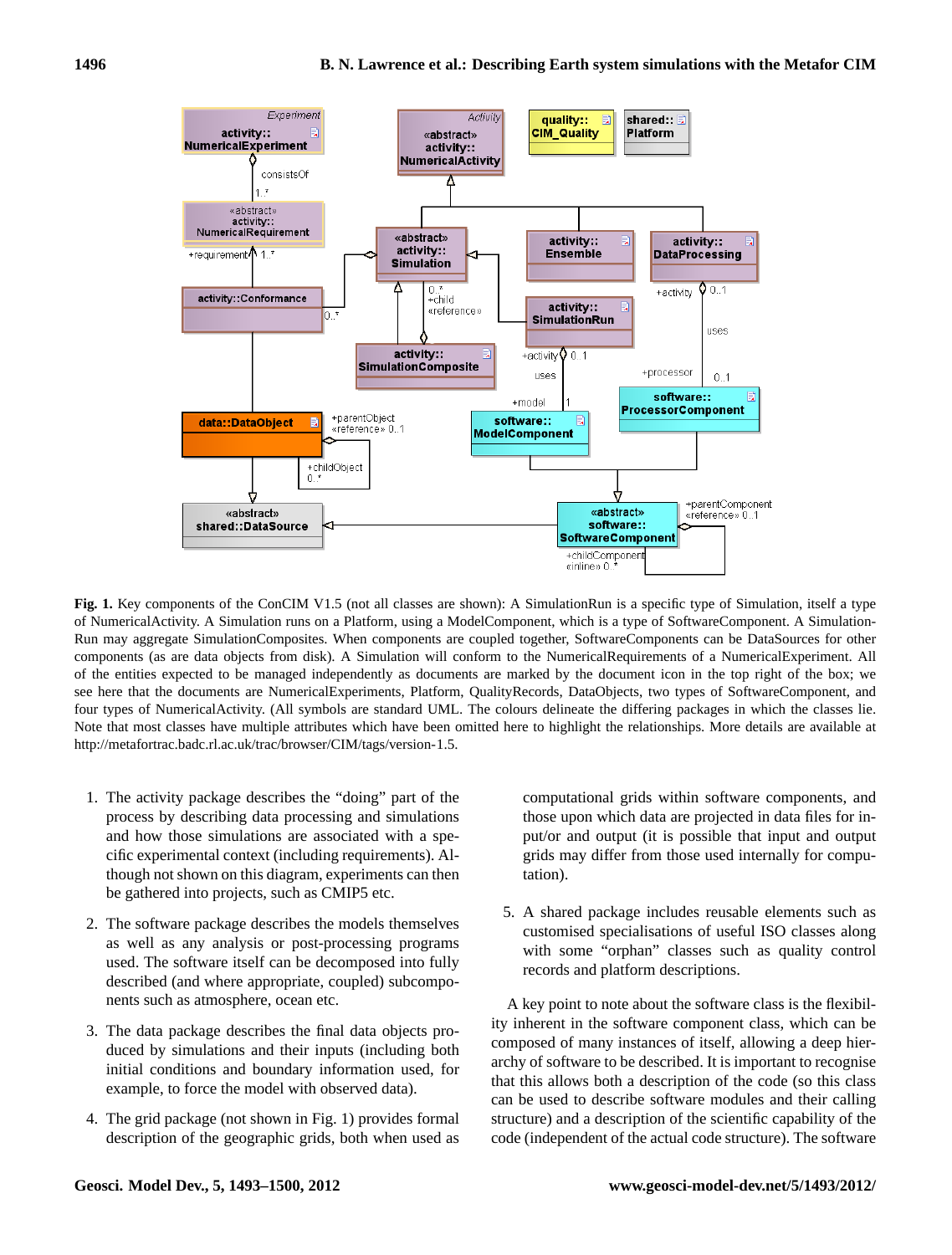**Fig. 1.** Key components of the ConCIM V1.5 (not all classes are shown): A SimulationRun is a specific type of Simulation, itself a type of NumericalActivity. A Simulation runs on a Platform, using a ModelComponent, which is a type of SoftwareComponent. A SimulationRun may aggregate SimulationComposites. When components are coupled together, SoftwareComponents can be DataSources for other components (as are data objects from disk). A Simulation will conform to the NumericalRequirements of a NumericalExperiment. All of the entities expected to be managed independently as documents are marked by the document icon in the top right of the box; we see here that the documents are NumericalExperiments, Platform, QualityRecords, DataObjects, two types of SoftwareComponent, and four types of NumericalActivity. (All symbols are standard UML. The colours delineate the differing packages in which the classes lie. Note that most classes have multiple attributes which have been omitted here to highlight the relationships. More details are available at http://metafortrac.badc.rl.ac.uk/trac/browser/CIM/tags/version-1.5.

1. The activity package describes the "doing" part of the process by describing data processing and simulations and how those simulations are associated with a specific experimental context (including requirements). Although not shown on this diagram, experiments can then be gathered into projects, such as CMIP5 etc.

2. The software package describes the models themselves as well as any analysis or post-processing programs used. The software itself can be decomposed into fully described (and where appropriate, coupled) subcomponents such as atmosphere, ocean etc.

3. The data package describes the final data objects produced by simulations and their inputs (including both initial conditions and boundary information used, for example, to force the model with observed data).

4. The grid package (not shown in Fig. 1) provides formal description of the geographic grids, both when used as computational grids within software components, and those upon which data are projected in data files for input/or and output (it is possible that input and output grids may differ from those used internally for computation).

5. A shared package includes reusable elements such as customised specialisations of useful ISO classes along with some "orphan" classes such as quality control records and platform descriptions.

A key point to note about the software class is the flexibility inherent in the software component class, which can be composed of many instances of itself, allowing a deep hierarchy of software to be described. It is important to recognise that this allows both a description of the code (so this class can be used to describe software modules and their calling structure) and a description of the scientific capability of the code (independent of the actual code structure). The software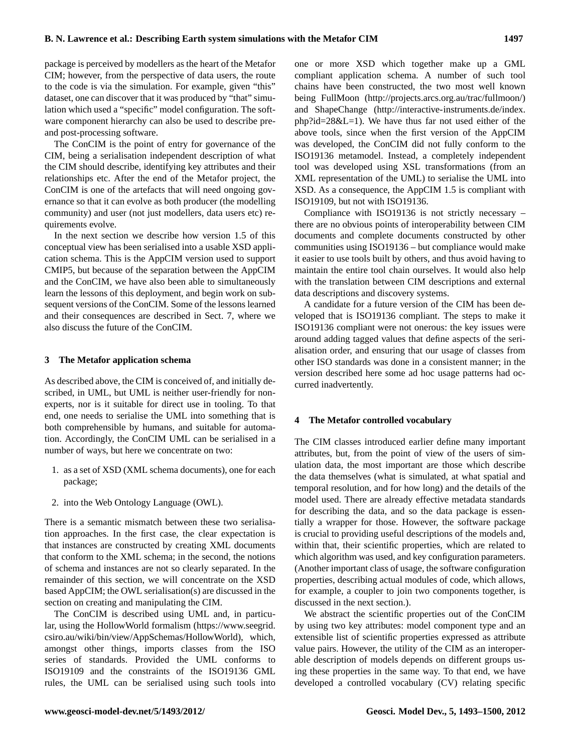package is perceived by modellers as the heart of the Metafor CIM; however, from the perspective of data users, the route to the code is via the simulation. For example, given "this" dataset, one can discover that it was produced by "that" simulation which used a "specific" model configuration. The software component hierarchy can also be used to describe pre- and post-processing software.

The ConCIM is the point of entry for governance of the CIM, being a serialisation independent description of what the CIM should describe, identifying key attributes and their relationships etc. After the end of the Metafor project, the ConCIM is one of the artefacts that will need ongoing governance so that it can evolve as both producer (the modelling community) and user (not just modellers, data users etc) requirements evolve.

In the next section we describe how version 1.5 of this conceptual view has been serialised into a usable XSD application schema. This is the AppCIM version used to support CMIP5, but because of the separation between the AppCIM and the ConCIM, we have also been able to simultaneously learn the lessons of this deployment, and begin work on subsequent versions of the ConCIM. Some of the lessons learned and their consequences are described in Sect. 7, where we also discuss the future of the ConCIM.

## 3 The Metafor application schema

As described above, the CIM is conceived of, and initially described, in UML, but UML is neither user-friendly for non-experts, nor is it suitable for direct use in tooling. To that end, one needs to serialise the UML into something that is both comprehensible by humans, and suitable for automation. Accordingly, the ConCIM UML can be serialised in a number of ways, but here we concentrate on two:

1. as a set of XSD (XML schema documents), one for each package;
2. into the Web Ontology Language (OWL).

There is a semantic mismatch between these two serialisation approaches. In the first case, the clear expectation is that instances are constructed by creating XML documents that conform to the XML schema; in the second, the notions of schema and instances are not so clearly separated. In the remainder of this section, we will concentrate on the XSD based AppCIM; the OWL serialisation(s) are discussed in the section on creating and manipulating the CIM.

The ConCIM is described using UML and, in particular, using the HollowWorld formalism (https://www.seegrid.csiro.au/wiki/bin/view/AppSchemas/HollowWorld), which, amongst other things, imports classes from the ISO series of standards. Provided the UML conforms to ISO19109 and the constraints of the ISO19136 GML rules, the UML can be serialised using such tools into one or more XSD which together make up a GML compliant application schema. A number of such tool chains have been constructed, the two most well known being FullMoon (http://projects.arcs.org.au/trac/fullmoon/) and ShapeChange (http://interactive-instruments.de/index.php?id=28&L=1). We have thus far not used either of the above tools, since when the first version of the AppCIM was developed, the ConCIM did not fully conform to the ISO19136 metamodel. Instead, a completely independent tool was developed using XSL transformations (from an XML representation of the UML) to serialise the UML into XSD. As a consequence, the AppCIM 1.5 is compliant with ISO19109, but not with ISO19136.

Compliance with ISO19136 is not strictly necessary – there are no obvious points of interoperability between CIM documents and complete documents constructed by other communities using ISO19136 – but compliance would make it easier to use tools built by others, and thus avoid having to maintain the entire tool chain ourselves. It would also help with the translation between CIM descriptions and external data descriptions and discovery systems.

A candidate for a future version of the CIM has been developed that is ISO19136 compliant. The steps to make it ISO19136 compliant were not onerous: the key issues were around adding tagged values that define aspects of the serialisation order, and ensuring that our usage of classes from other ISO standards was done in a consistent manner; in the version described here some ad hoc usage patterns had occurred inadvertently.

## 4 The Metafor controlled vocabulary

The CIM classes introduced earlier define many important attributes, but, from the point of view of the users of simulation data, the most important are those which describe the data themselves (what is simulated, at what spatial and temporal resolution, and for how long) and the details of the model used. There are already effective metadata standards for describing the data, and so the data package is essentially a wrapper for those. However, the software package is crucial to providing useful descriptions of the models and, within that, their scientific properties, which are related to which algorithm was used, and key configuration parameters. (Another important class of usage, the software configuration properties, describing actual modules of code, which allows, for example, a coupler to join two components together, is discussed in the next section.).

We abstract the scientific properties out of the ConCIM by using two key attributes: model component type and an extensible list of scientific properties expressed as attribute value pairs. However, the utility of the CIM as an interoperable description of models depends on different groups using these properties in the same way. To that end, we have developed a controlled vocabulary (CV) relating specific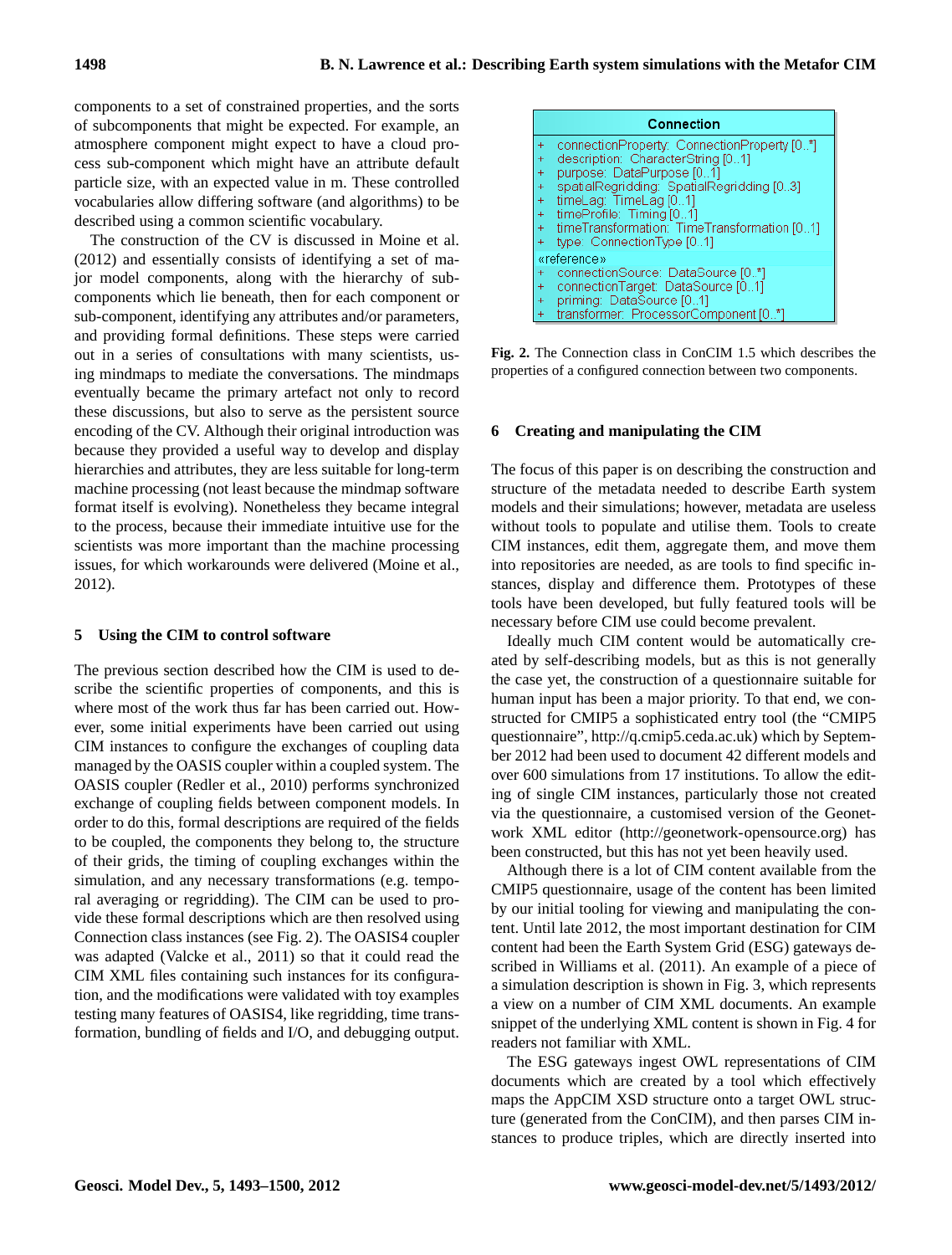components to a set of constrained properties, and the sorts of subcomponents that might be expected. For example, an atmosphere component might expect to have a cloud process sub-component which might have an attribute default particle size, with an expected value in m. These controlled vocabularies allow differing software (and algorithms) to be described using a common scientific vocabulary.

The construction of the CV is discussed in Moine et al. (2012) and essentially consists of identifying a set of major model components, along with the hierarchy of subcomponents which lie beneath, then for each component or sub-component, identifying any attributes and/or parameters, and providing formal definitions. These steps were carried out in a series of consultations with many scientists, using mindmaps to mediate the conversations. The mindmaps eventually became the primary artefact not only to record these discussions, but also to serve as the persistent source encoding of the CV. Although their original introduction was because they provided a useful way to develop and display hierarchies and attributes, they are less suitable for long-term machine processing (not least because the mindmap software format itself is evolving). Nonetheless they became integral to the process, because their immediate intuitive use for the scientists was more important than the machine processing issues, for which workarounds were delivered (Moine et al., 2012).

## 5 Using the CIM to control software

The previous section described how the CIM is used to describe the scientific properties of components, and this is where most of the work thus far has been carried out. However, some initial experiments have been carried out using CIM instances to configure the exchanges of coupling data managed by the OASIS coupler within a coupled system. The OASIS coupler (Redler et al., 2010) performs synchronized exchange of coupling fields between component models. In order to do this, formal descriptions are required of the fields to be coupled, the components they belong to, the structure of their grids, the timing of coupling exchanges within the simulation, and any necessary transformations (e.g. temporal averaging or regridding). The CIM can be used to provide these formal descriptions which are then resolved using Connection class instances (see Fig. 2). The OASIS4 coupler was adapted (Valcke et al., 2011) so that it could read the CIM XML files containing such instances for its configuration, and the modifications were validated with toy examples testing many features of OASIS4, like regridding, time transformation, bundling of fields and I/O, and debugging output.

```
Connection
+ connectionProperty: ConnectionProperty [0..*]
+ description: CharacterString [0..1]
+ purpose: DataPurpose [0..1]
+ spatialRegridding: SpatialRegridding [0..3]
+ timeLag: TimeLag [0..1]
+ timeProfile: Timing [0..1]
+ timeTransformation: TimeTransformation [0..1]
+ type: ConnectionType [0..1]
«reference»
+ connectionSource: DataSource [0..*]
+ connectionTarget: DataSource [0..1]
+ priming: DataSource [0..1]
+ transformer: ProcessorComponent [0..*]
```

**Fig. 2.** The Connection class in ConCIM 1.5 which describes the properties of a configured connection between two components.

## 6 Creating and manipulating the CIM

The focus of this paper is on describing the construction and structure of the metadata needed to describe Earth system models and their simulations; however, metadata are useless without tools to populate and utilise them. Tools to create CIM instances, edit them, aggregate them, and move them into repositories are needed, as are tools to find specific instances, display and difference them. Prototypes of these tools have been developed, but fully featured tools will be necessary before CIM use could become prevalent.

Ideally much CIM content would be automatically created by self-describing models, but as this is not generally the case yet, the construction of a questionnaire suitable for human input has been a major priority. To that end, we constructed for CMIP5 a sophisticated entry tool (the "CMIP5 questionnaire", http://q.cmip5.ceda.ac.uk) which by September 2012 had been used to document 42 different models and over 600 simulations from 17 institutions. To allow the editing of single CIM instances, particularly those not created via the questionnaire, a customised version of the Geonetwork XML editor (http://geonetwork-opensource.org) has been constructed, but this has not yet been heavily used.

Although there is a lot of CIM content available from the CMIP5 questionnaire, usage of the content has been limited by our initial tooling for viewing and manipulating the content. Until late 2012, the most important destination for CIM content had been the Earth System Grid (ESG) gateways described in Williams et al. (2011). An example of a piece of a simulation description is shown in Fig. 3, which represents a view on a number of CIM XML documents. An example snippet of the underlying XML content is shown in Fig. 4 for readers not familiar with XML.

The ESG gateways ingest OWL representations of CIM documents which are created by a tool which effectively maps the AppCIM XSD structure onto a target OWL structure (generated from the ConCIM), and then parses CIM instances to produce triples, which are directly inserted into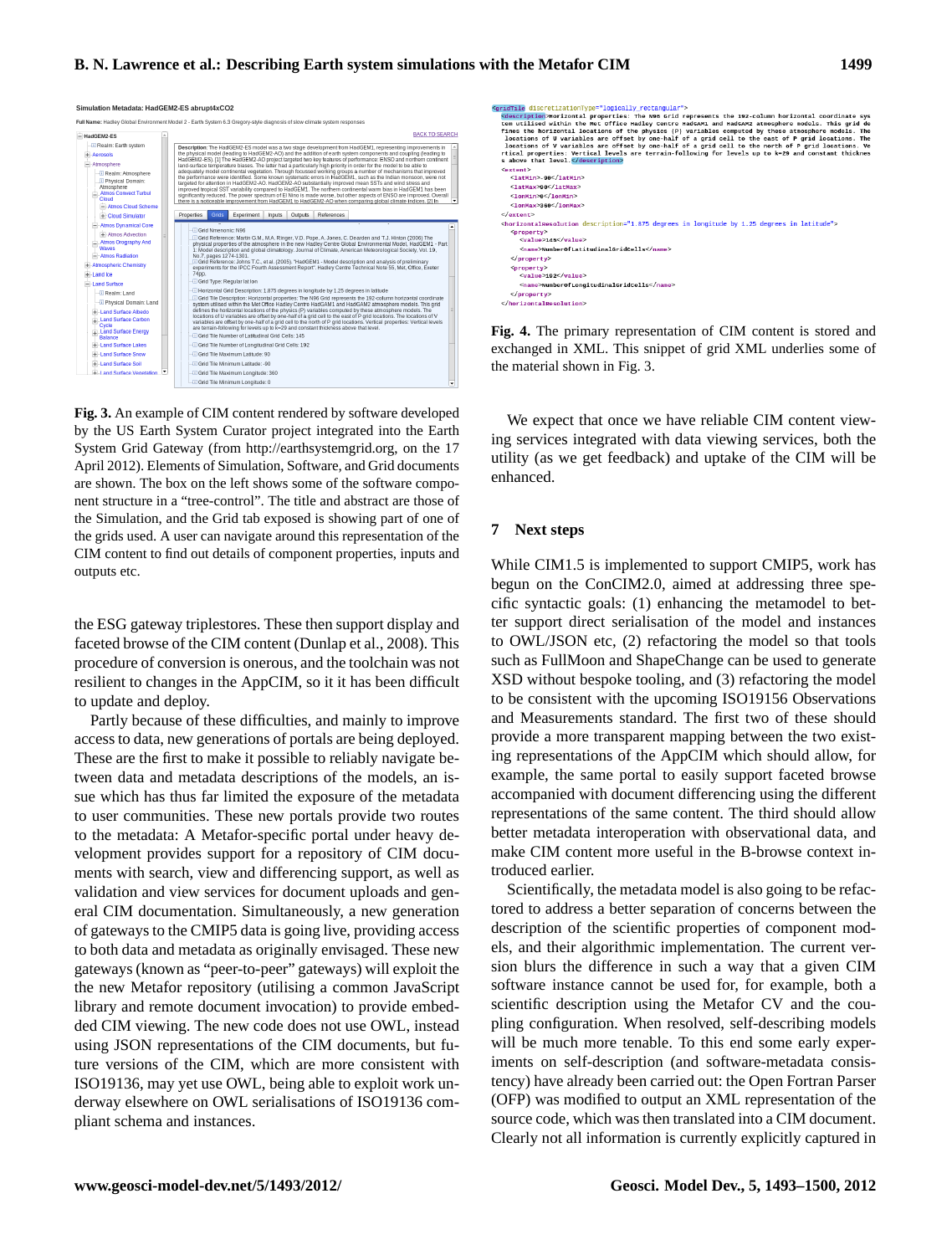**Fig. 3.** An example of CIM content rendered by software developed by the US Earth System Curator project integrated into the Earth System Grid Gateway (from http://earthsystemgrid.org, on the 17 April 2012). Elements of Simulation, Software, and Grid documents are shown. The box on the left shows some of the software component structure in a "tree-control". The title and abstract are those of the Simulation, and the Grid tab exposed is showing part of one of the grids used. A user can navigate around this representation of the CIM content to find out details of component properties, inputs and outputs etc.

```
<gridTile discretizationType="logically_rectangular">
  <description>Horizontal properties: The N96 Grid represents the 192-column horizontal coordinate system utilised within the Met Office Hadley Centre HadGAM1 and HadGAM2 atmosphere models. This grid defines the horizontal locations of the physics (P) variables computed by those atmosphere models. The locations of U variables are offset by one-half of a grid cell to the east of P grid locations. The locations of V variables are offset by one-half of a grid cell to the north of P grid locations. Vertical properties: Vertical levels are terrain-following for levels up to k=29 and constant thickness above that level.</description>
  <extent>
    <latMin>-90</latMin>
    <latMax>90</latMax>
    <lonMin>0</lonMin>
    <lonMax>360</lonMax>
  </extent>
  <horizontalResolution description="1.875 degrees in longitude by 1.25 degrees in latitude">
    <property>
      <value>145</value>
      <name>NumberOfLatitudinalGridCells</name>
    </property>
    <property>
      <value>192</value>
      <name>NumberOfLongitudinalGridCells</name>
    </property>
  </horizontalResolution>
```

**Fig. 4.** The primary representation of CIM content is stored and exchanged in XML. This snippet of grid XML underlies some of the material shown in Fig. 3.

the ESG gateway triplestores. These then support display and faceted browse of the CIM content (Dunlap et al., 2008). This procedure of conversion is onerous, and the toolchain was not resilient to changes in the AppCIM, so it it has been difficult to update and deploy.

Partly because of these difficulties, and mainly to improve access to data, new generations of portals are being deployed. These are the first to make it possible to reliably navigate between data and metadata descriptions of the models, an issue which has thus far limited the exposure of the metadata to user communities. These new portals provide two routes to the metadata: A Metafor-specific portal under heavy development provides support for a repository of CIM documents with search, view and differencing support, as well as validation and view services for document uploads and general CIM documentation. Simultaneously, a new generation of gateways to the CMIP5 data is going live, providing access to both data and metadata as originally envisaged. These new gateways (known as "peer-to-peer" gateways) will exploit the the new Metafor repository (utilising a common JavaScript library and remote document invocation) to provide embedded CIM viewing. The new code does not use OWL, instead using JSON representations of the CIM documents, but future versions of the CIM, which are more consistent with ISO19136, may yet use OWL, being able to exploit work underway elsewhere on OWL serialisations of ISO19136 compliant schema and instances.

We expect that once we have reliable CIM content viewing services integrated with data viewing services, both the utility (as we get feedback) and uptake of the CIM will be enhanced.

## 7 Next steps

While CIM1.5 is implemented to support CMIP5, work has begun on the ConCIM2.0, aimed at addressing three specific syntactic goals: (1) enhancing the metamodel to better support direct serialisation of the model and instances to OWL/JSON etc, (2) refactoring the model so that tools such as FullMoon and ShapeChange can be used to generate XSD without bespoke tooling, and (3) refactoring the model to be consistent with the upcoming ISO19156 Observations and Measurements standard. The first two of these should provide a more transparent mapping between the two existing representations of the AppCIM which should allow, for example, the same portal to easily support faceted browse accompanied with document differencing using the different representations of the same content. The third should allow better metadata interoperation with observational data, and make CIM content more useful in the B-browse context introduced earlier.

Scientifically, the metadata model is also going to be refactored to address a better separation of concerns between the description of the scientific properties of component models, and their algorithmic implementation. The current version blurs the difference in such a way that a given CIM software instance cannot be used for, for example, both a scientific description using the Metafor CV and the coupling configuration. When resolved, self-describing models will be much more tenable. To this end some early experiments on self-description (and software-metadata consistency) have already been carried out: the Open Fortran Parser (OFP) was modified to output an XML representation of the source code, which was then translated into a CIM document. Clearly not all information is currently explicitly captured in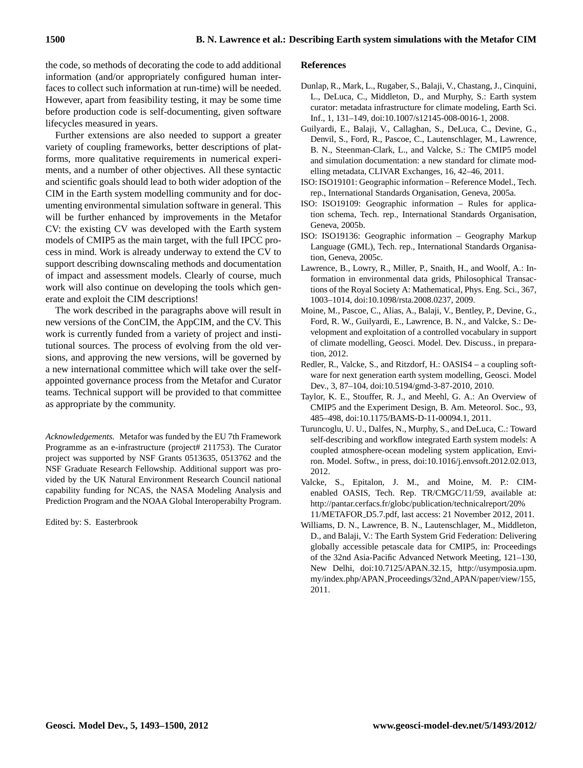the code, so methods of decorating the code to add additional information (and/or appropriately configured human interfaces to collect such information at run-time) will be needed. However, apart from feasibility testing, it may be some time before production code is self-documenting, given software lifecycles measured in years.

Further extensions are also needed to support a greater variety of coupling frameworks, better descriptions of platforms, more qualitative requirements in numerical experiments, and a number of other objectives. All these syntactic and scientific goals should lead to both wider adoption of the CIM in the Earth system modelling community and for documenting environmental simulation software in general. This will be further enhanced by improvements in the Metafor CV: the existing CV was developed with the Earth system models of CMIP5 as the main target, with the full IPCC process in mind. Work is already underway to extend the CV to support describing downscaling methods and documentation of impact and assessment models. Clearly of course, much work will also continue on developing the tools which generate and exploit the CIM descriptions!

The work described in the paragraphs above will result in new versions of the ConCIM, the AppCIM, and the CV. This work is currently funded from a variety of project and institutional sources. The process of evolving from the old versions, and approving the new versions, will be governed by a new international committee which will take over the self-appointed governance process from the Metafor and Curator teams. Technical support will be provided to that committee as appropriate by the community.

*Acknowledgements.* Metafor was funded by the EU 7th Framework Programme as an e-infrastructure (project# 211753). The Curator project was supported by NSF Grants 0513635, 0513762 and the NSF Graduate Research Fellowship. Additional support was provided by the UK Natural Environment Research Council national capability funding for NCAS, the NASA Modeling Analysis and Prediction Program and the NOAA Global Interoperabilty Program.

Edited by: S. Easterbrook

## References

Dunlap, R., Mark, L., Rugaber, S., Balaji, V., Chastang, J., Cinquini, L., DeLuca, C., Middleton, D., and Murphy, S.: Earth system curator: metadata infrastructure for climate modeling, Earth Sci. Inf., 1, 131–149, doi:10.1007/s12145-008-0016-1, 2008.

Guilyardi, E., Balaji, V., Callaghan, S., DeLuca, C., Devine, G., Denvil, S., Ford, R., Pascoe, C., Lautenschlager, M., Lawrence, B. N., Steenman-Clark, L., and Valcke, S.: The CMIP5 model and simulation documentation: a new standard for climate modelling metadata, CLIVAR Exchanges, 16, 42–46, 2011.

ISO: ISO19101: Geographic information – Reference Model., Tech. rep., International Standards Organisation, Geneva, 2005a.

ISO: ISO19109: Geographic information – Rules for application schema, Tech. rep., International Standards Organisation, Geneva, 2005b.

ISO: ISO19136: Geographic information – Geography Markup Language (GML), Tech. rep., International Standards Organisation, Geneva, 2005c.

Lawrence, B., Lowry, R., Miller, P., Snaith, H., and Woolf, A.: Information in environmental data grids, Philosophical Transactions of the Royal Society A: Mathematical, Phys. Eng. Sci., 367, 1003–1014, doi:10.1098/rsta.2008.0237, 2009.

Moine, M., Pascoe, C., Alias, A., Balaji, V., Bentley, P., Devine, G., Ford, R. W., Guilyardi, E., Lawrence, B. N., and Valcke, S.: Development and exploitation of a controlled vocabulary in support of climate modelling, Geosci. Model. Dev. Discuss., in preparation, 2012.

Redler, R., Valcke, S., and Ritzdorf, H.: OASIS4 – a coupling software for next generation earth system modelling, Geosci. Model Dev., 3, 87–104, doi:10.5194/gmd-3-87-2010, 2010.

Taylor, K. E., Stouffer, R. J., and Meehl, G. A.: An Overview of CMIP5 and the Experiment Design, B. Am. Meteorol. Soc., 93, 485–498, doi:10.1175/BAMS-D-11-00094.1, 2011.

Turuncoglu, U. U., Dalfes, N., Murphy, S., and DeLuca, C.: Toward self-describing and workflow integrated Earth system models: A coupled atmosphere-ocean modeling system application, Environ. Model. Softw., in press, doi:10.1016/j.envsoft.2012.02.013, 2012.

Valcke, S., Epitalon, J. M., and Moine, M. P.: CIM-enabled OASIS, Tech. Rep. TR/CMGC/11/59, available at: http://pantar.cerfacs.fr/globc/publication/technicalreport/20%11/METAFOR_D5.7.pdf, last access: 21 November 2012, 2011.

Williams, D. N., Lawrence, B. N., Lautenschlager, M., Middleton, D., and Balaji, V.: The Earth System Grid Federation: Delivering globally accessible petascale data for CMIP5, in: Proceedings of the 32nd Asia-Pacific Advanced Network Meeting, 121–130, New Delhi, doi:10.7125/APAN.32.15, http://usymposia.upm.my/index.php/APAN_Proceedings/32nd_APAN/paper/view/155, 2011.